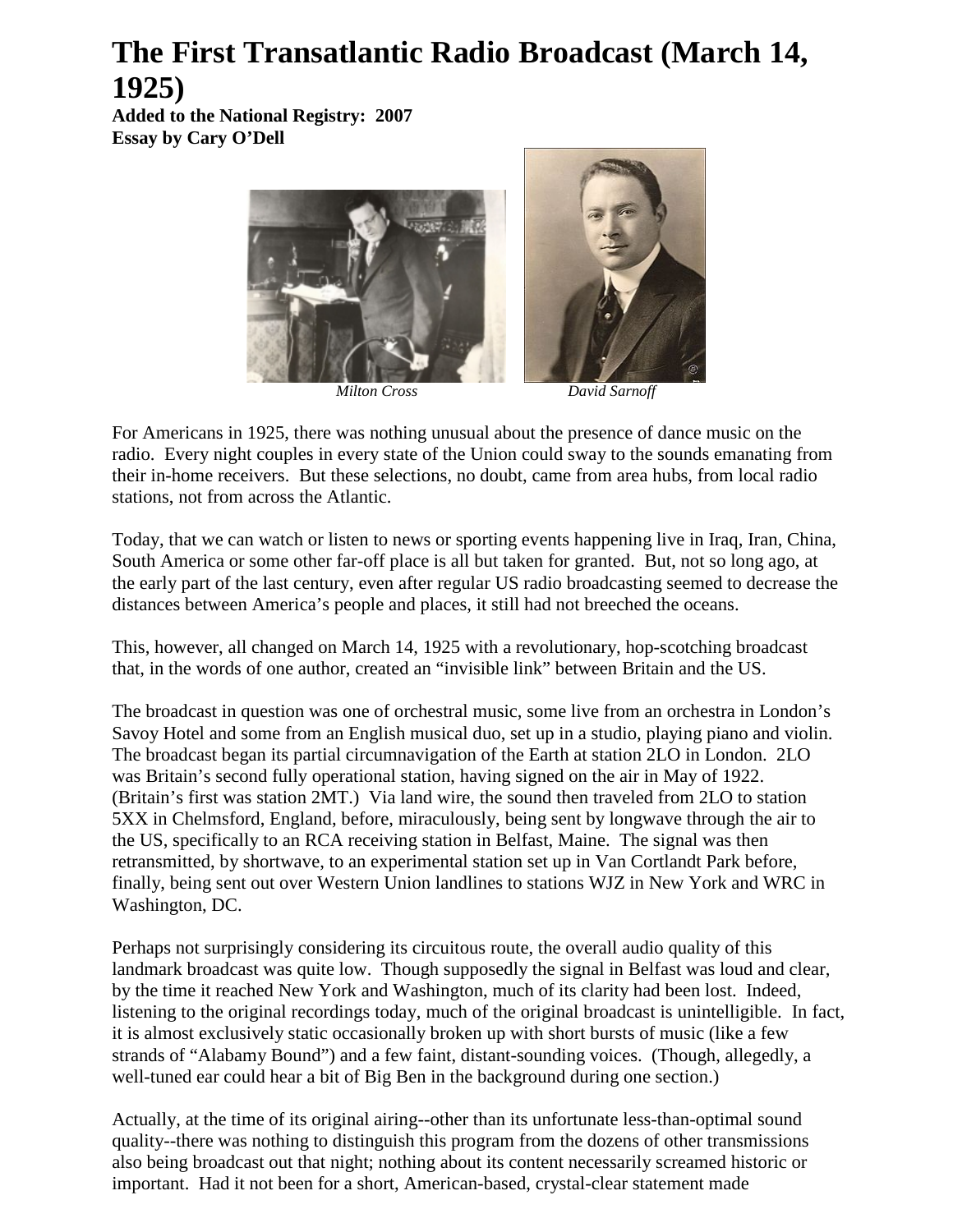# The First Transatlantic Radio Broadcast (March 14, 1925)

**Added to the National Registry: 2007**
**Essay by Cary O'Dell**

*Milton Cross* *David Sarnoff*

For Americans in 1925, there was nothing unusual about the presence of dance music on the radio. Every night couples in every state of the Union could sway to the sounds emanating from their in-home receivers. But these selections, no doubt, came from area hubs, from local radio stations, not from across the Atlantic.

Today, that we can watch or listen to news or sporting events happening live in Iraq, Iran, China, South America or some other far-off place is all but taken for granted. But, not so long ago, at the early part of the last century, even after regular US radio broadcasting seemed to decrease the distances between America's people and places, it still had not breeched the oceans.

This, however, all changed on March 14, 1925 with a revolutionary, hop-scotching broadcast that, in the words of one author, created an "invisible link" between Britain and the US.

The broadcast in question was one of orchestral music, some live from an orchestra in London's Savoy Hotel and some from an English musical duo, set up in a studio, playing piano and violin. The broadcast began its partial circumnavigation of the Earth at station 2LO in London. 2LO was Britain's second fully operational station, having signed on the air in May of 1922. (Britain's first was station 2MT.) Via land wire, the sound then traveled from 2LO to station 5XX in Chelmsford, England, before, miraculously, being sent by longwave through the air to the US, specifically to an RCA receiving station in Belfast, Maine. The signal was then retransmitted, by shortwave, to an experimental station set up in Van Cortlandt Park before, finally, being sent out over Western Union landlines to stations WJZ in New York and WRC in Washington, DC.

Perhaps not surprisingly considering its circuitous route, the overall audio quality of this landmark broadcast was quite low. Though supposedly the signal in Belfast was loud and clear, by the time it reached New York and Washington, much of its clarity had been lost. Indeed, listening to the original recordings today, much of the original broadcast is unintelligible. In fact, it is almost exclusively static occasionally broken up with short bursts of music (like a few strands of "Alabamy Bound") and a few faint, distant-sounding voices. (Though, allegedly, a well-tuned ear could hear a bit of Big Ben in the background during one section.)

Actually, at the time of its original airing--other than its unfortunate less-than-optimal sound quality--there was nothing to distinguish this program from the dozens of other transmissions also being broadcast out that night; nothing about its content necessarily screamed historic or important. Had it not been for a short, American-based, crystal-clear statement made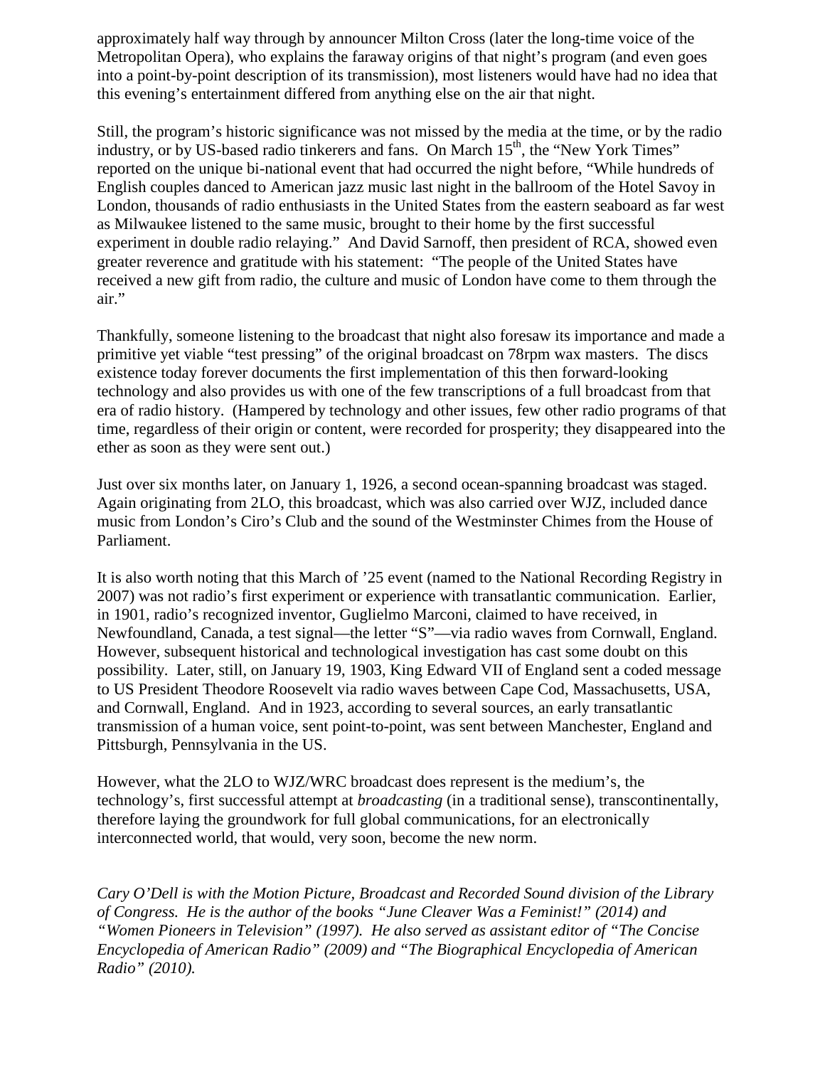approximately half way through by announcer Milton Cross (later the long-time voice of the Metropolitan Opera), who explains the faraway origins of that night's program (and even goes into a point-by-point description of its transmission), most listeners would have had no idea that this evening's entertainment differed from anything else on the air that night.

Still, the program's historic significance was not missed by the media at the time, or by the radio industry, or by US-based radio tinkerers and fans. On March 15th, the "New York Times" reported on the unique bi-national event that had occurred the night before, "While hundreds of English couples danced to American jazz music last night in the ballroom of the Hotel Savoy in London, thousands of radio enthusiasts in the United States from the eastern seaboard as far west as Milwaukee listened to the same music, brought to their home by the first successful experiment in double radio relaying." And David Sarnoff, then president of RCA, showed even greater reverence and gratitude with his statement: "The people of the United States have received a new gift from radio, the culture and music of London have come to them through the air."

Thankfully, someone listening to the broadcast that night also foresaw its importance and made a primitive yet viable "test pressing" of the original broadcast on 78rpm wax masters. The discs existence today forever documents the first implementation of this then forward-looking technology and also provides us with one of the few transcriptions of a full broadcast from that era of radio history. (Hampered by technology and other issues, few other radio programs of that time, regardless of their origin or content, were recorded for prosperity; they disappeared into the ether as soon as they were sent out.)

Just over six months later, on January 1, 1926, a second ocean-spanning broadcast was staged. Again originating from 2LO, this broadcast, which was also carried over WJZ, included dance music from London's Ciro's Club and the sound of the Westminster Chimes from the House of Parliament.

It is also worth noting that this March of '25 event (named to the National Recording Registry in 2007) was not radio's first experiment or experience with transatlantic communication. Earlier, in 1901, radio's recognized inventor, Guglielmo Marconi, claimed to have received, in Newfoundland, Canada, a test signal—the letter "S"—via radio waves from Cornwall, England. However, subsequent historical and technological investigation has cast some doubt on this possibility. Later, still, on January 19, 1903, King Edward VII of England sent a coded message to US President Theodore Roosevelt via radio waves between Cape Cod, Massachusetts, USA, and Cornwall, England. And in 1923, according to several sources, an early transatlantic transmission of a human voice, sent point-to-point, was sent between Manchester, England and Pittsburgh, Pennsylvania in the US.

However, what the 2LO to WJZ/WRC broadcast does represent is the medium's, the technology's, first successful attempt at *broadcasting* (in a traditional sense), transcontinentally, therefore laying the groundwork for full global communications, for an electronically interconnected world, that would, very soon, become the new norm.

*Cary O'Dell is with the Motion Picture, Broadcast and Recorded Sound division of the Library of Congress. He is the author of the books "June Cleaver Was a Feminist!" (2014) and "Women Pioneers in Television" (1997). He also served as assistant editor of "The Concise Encyclopedia of American Radio" (2009) and "The Biographical Encyclopedia of American Radio" (2010).*